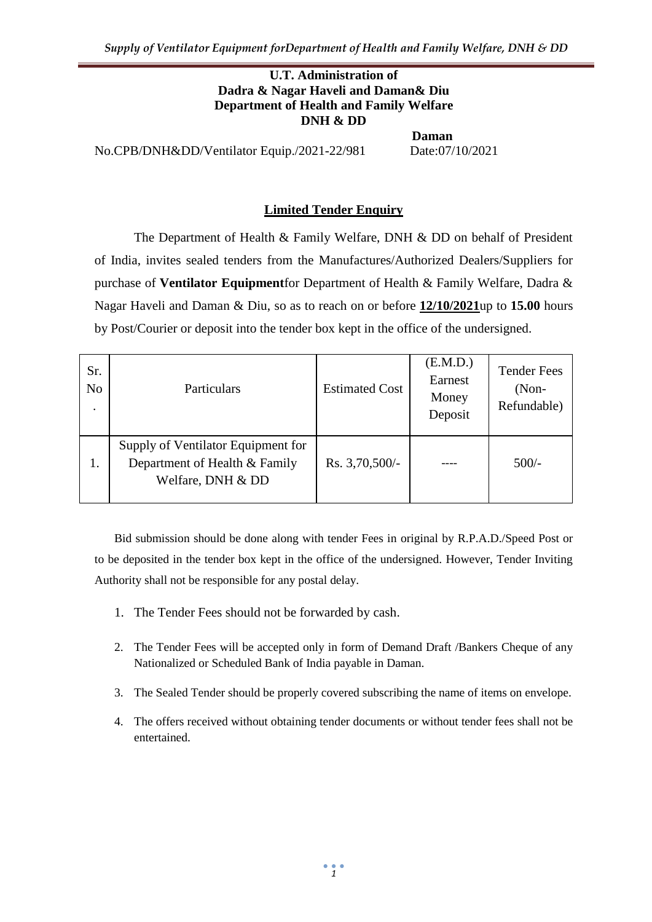**U.T. Administration of**
**Dadra & Nagar Haveli and Daman& Diu**
**Department of Health and Family Welfare**
**DNH & DD**

**Daman**

No.CPB/DNH&DD/Ventilator Equip./2021-22/981 Date:07/10/2021

## Limited Tender Enquiry

The Department of Health & Family Welfare, DNH & DD on behalf of President of India, invites sealed tenders from the Manufactures/Authorized Dealers/Suppliers for purchase of **Ventilator Equipment**for Department of Health & Family Welfare, Dadra & Nagar Haveli and Daman & Diu, so as to reach on or before **12/10/2021**up to **15.00** hours by Post/Courier or deposit into the tender box kept in the office of the undersigned.

| Sr. No. | Particulars | Estimated Cost | (E.M.D.) Earnest Money Deposit | Tender Fees (Non-Refundable) |
|---|---|---|---|---|
| 1. | Supply of Ventilator Equipment for Department of Health & Family Welfare, DNH & DD | Rs. 3,70,500/- | ---- | 500/- |

Bid submission should be done along with tender Fees in original by R.P.A.D./Speed Post or to be deposited in the tender box kept in the office of the undersigned. However, Tender Inviting Authority shall not be responsible for any postal delay.

1. The Tender Fees should not be forwarded by cash.
2. The Tender Fees will be accepted only in form of Demand Draft /Bankers Cheque of any Nationalized or Scheduled Bank of India payable in Daman.
3. The Sealed Tender should be properly covered subscribing the name of items on envelope.
4. The offers received without obtaining tender documents or without tender fees shall not be entertained.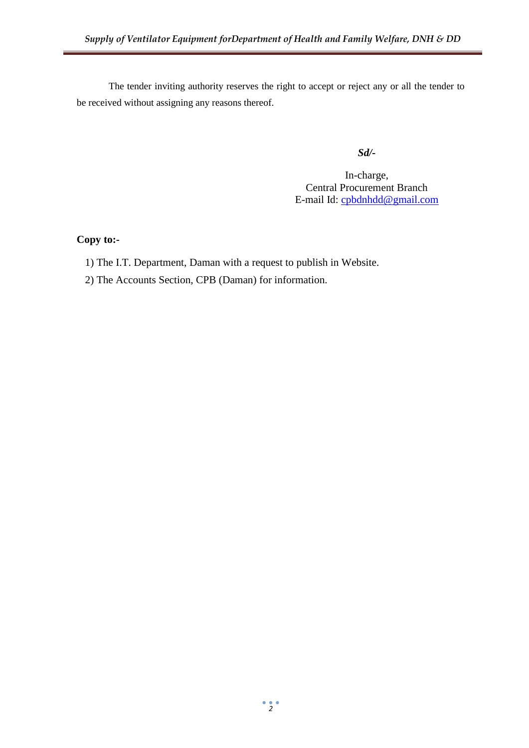The tender inviting authority reserves the right to accept or reject any or all the tender to be received without assigning any reasons thereof.

***Sd/-***

In-charge,
Central Procurement Branch
E-mail Id: cpbdnhdd@gmail.com

**Copy to:-**

1) The I.T. Department, Daman with a request to publish in Website.
2) The Accounts Section, CPB (Daman) for information.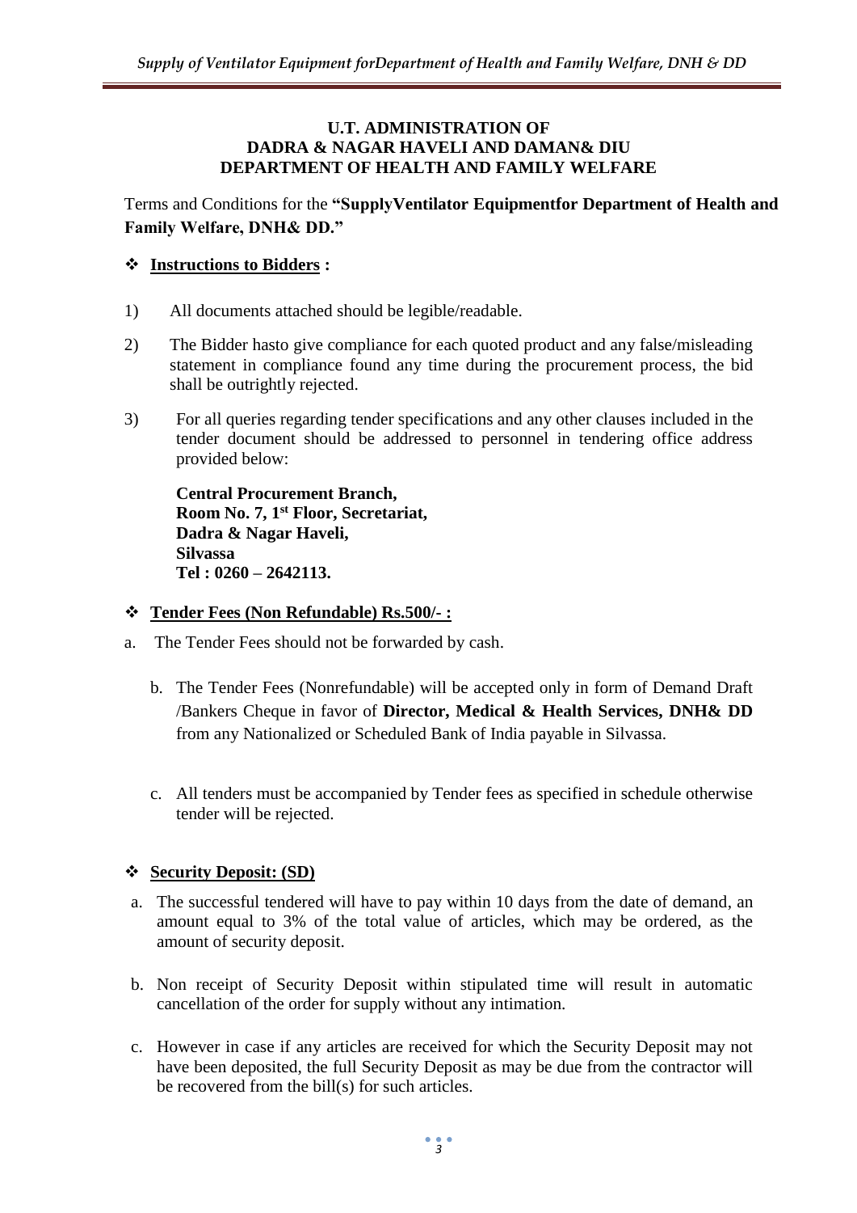**U.T. ADMINISTRATION OF**
**DADRA & NAGAR HAVELI AND DAMAN& DIU**
**DEPARTMENT OF HEALTH AND FAMILY WELFARE**

Terms and Conditions for the **"SupplyVentilator Equipmentfor Department of Health and Family Welfare, DNH& DD."**

## ❖ Instructions to Bidders :

1) All documents attached should be legible/readable.

2) The Bidder hasto give compliance for each quoted product and any false/misleading statement in compliance found any time during the procurement process, the bid shall be outrightly rejected.

3) For all queries regarding tender specifications and any other clauses included in the tender document should be addressed to personnel in tendering office address provided below:

   **Central Procurement Branch,**
   **Room No. 7, 1st Floor, Secretariat,**
   **Dadra & Nagar Haveli,**
   **Silvassa**
   **Tel : 0260 – 2642113.**

## ❖ Tender Fees (Non Refundable) Rs.500/- :

a. The Tender Fees should not be forwarded by cash.

b. The Tender Fees (Nonrefundable) will be accepted only in form of Demand Draft /Bankers Cheque in favor of **Director, Medical & Health Services, DNH& DD** from any Nationalized or Scheduled Bank of India payable in Silvassa.

c. All tenders must be accompanied by Tender fees as specified in schedule otherwise tender will be rejected.

## ❖ Security Deposit: (SD)

a. The successful tendered will have to pay within 10 days from the date of demand, an amount equal to 3% of the total value of articles, which may be ordered, as the amount of security deposit.

b. Non receipt of Security Deposit within stipulated time will result in automatic cancellation of the order for supply without any intimation.

c. However in case if any articles are received for which the Security Deposit may not have been deposited, the full Security Deposit as may be due from the contractor will be recovered from the bill(s) for such articles.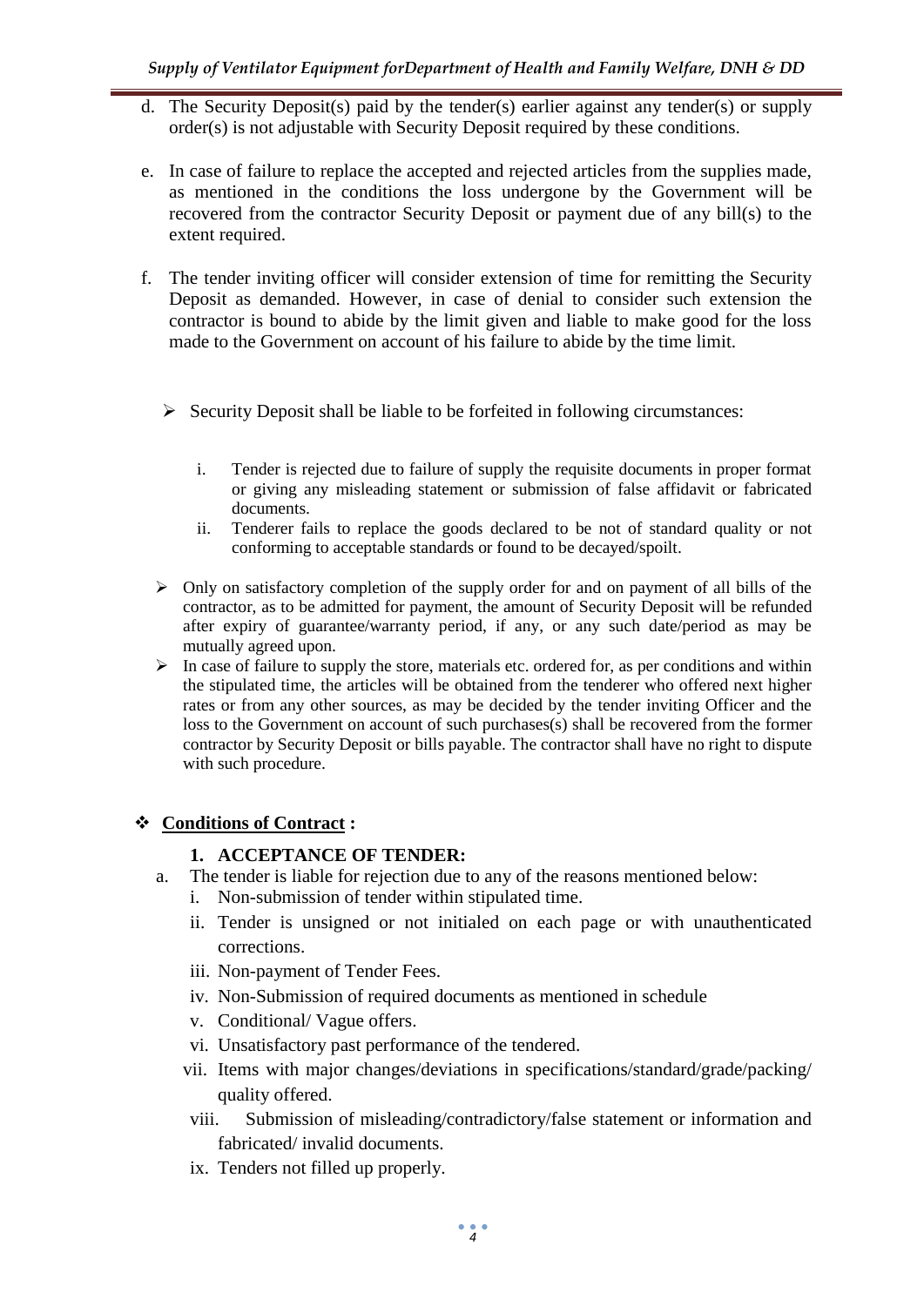d. The Security Deposit(s) paid by the tender(s) earlier against any tender(s) or supply order(s) is not adjustable with Security Deposit required by these conditions.

e. In case of failure to replace the accepted and rejected articles from the supplies made, as mentioned in the conditions the loss undergone by the Government will be recovered from the contractor Security Deposit or payment due of any bill(s) to the extent required.

f. The tender inviting officer will consider extension of time for remitting the Security Deposit as demanded. However, in case of denial to consider such extension the contractor is bound to abide by the limit given and liable to make good for the loss made to the Government on account of his failure to abide by the time limit.

- Security Deposit shall be liable to be forfeited in following circumstances:

  i. Tender is rejected due to failure of supply the requisite documents in proper format or giving any misleading statement or submission of false affidavit or fabricated documents.
  ii. Tenderer fails to replace the goods declared to be not of standard quality or not conforming to acceptable standards or found to be decayed/spoilt.

- Only on satisfactory completion of the supply order for and on payment of all bills of the contractor, as to be admitted for payment, the amount of Security Deposit will be refunded after expiry of guarantee/warranty period, if any, or any such date/period as may be mutually agreed upon.
- In case of failure to supply the store, materials etc. ordered for, as per conditions and within the stipulated time, the articles will be obtained from the tenderer who offered next higher rates or from any other sources, as may be decided by the tender inviting Officer and the loss to the Government on account of such purchases(s) shall be recovered from the former contractor by Security Deposit or bills payable. The contractor shall have no right to dispute with such procedure.

## **<u>Conditions of Contract</u> :**

### 1. ACCEPTANCE OF TENDER:

a. The tender is liable for rejection due to any of the reasons mentioned below:
  i. Non-submission of tender within stipulated time.
  ii. Tender is unsigned or not initialed on each page or with unauthenticated corrections.
  iii. Non-payment of Tender Fees.
  iv. Non-Submission of required documents as mentioned in schedule
  v. Conditional/ Vague offers.
  vi. Unsatisfactory past performance of the tendered.
  vii. Items with major changes/deviations in specifications/standard/grade/packing/ quality offered.
  viii. Submission of misleading/contradictory/false statement or information and fabricated/ invalid documents.
  ix. Tenders not filled up properly.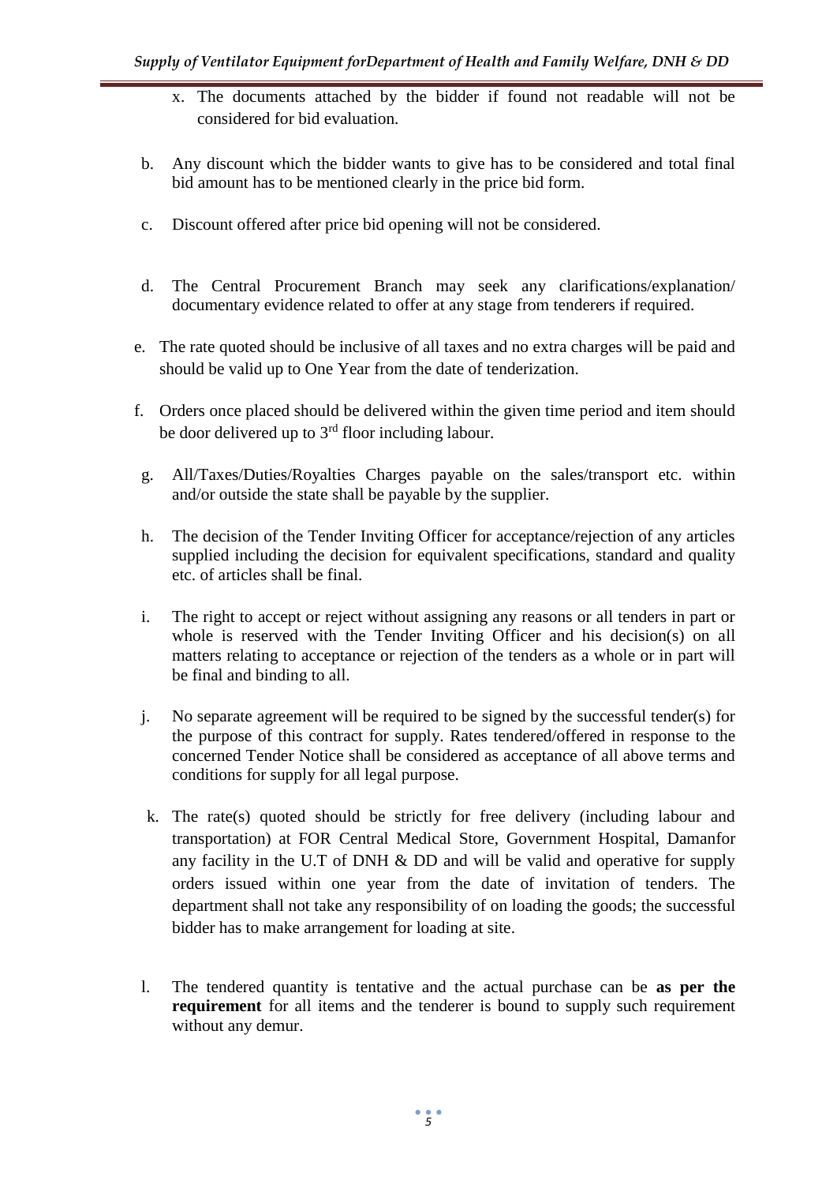x. The documents attached by the bidder if found not readable will not be considered for bid evaluation.

b. Any discount which the bidder wants to give has to be considered and total final bid amount has to be mentioned clearly in the price bid form.

c. Discount offered after price bid opening will not be considered.

d. The Central Procurement Branch may seek any clarifications/explanation/ documentary evidence related to offer at any stage from tenderers if required.

e. The rate quoted should be inclusive of all taxes and no extra charges will be paid and should be valid up to One Year from the date of tenderization.

f. Orders once placed should be delivered within the given time period and item should be door delivered up to 3rd floor including labour.

g. All/Taxes/Duties/Royalties Charges payable on the sales/transport etc. within and/or outside the state shall be payable by the supplier.

h. The decision of the Tender Inviting Officer for acceptance/rejection of any articles supplied including the decision for equivalent specifications, standard and quality etc. of articles shall be final.

i. The right to accept or reject without assigning any reasons or all tenders in part or whole is reserved with the Tender Inviting Officer and his decision(s) on all matters relating to acceptance or rejection of the tenders as a whole or in part will be final and binding to all.

j. No separate agreement will be required to be signed by the successful tender(s) for the purpose of this contract for supply. Rates tendered/offered in response to the concerned Tender Notice shall be considered as acceptance of all above terms and conditions for supply for all legal purpose.

k. The rate(s) quoted should be strictly for free delivery (including labour and transportation) at FOR Central Medical Store, Government Hospital, Damanfor any facility in the U.T of DNH & DD and will be valid and operative for supply orders issued within one year from the date of invitation of tenders. The department shall not take any responsibility of on loading the goods; the successful bidder has to make arrangement for loading at site.

l. The tendered quantity is tentative and the actual purchase can be **as per the requirement** for all items and the tenderer is bound to supply such requirement without any demur.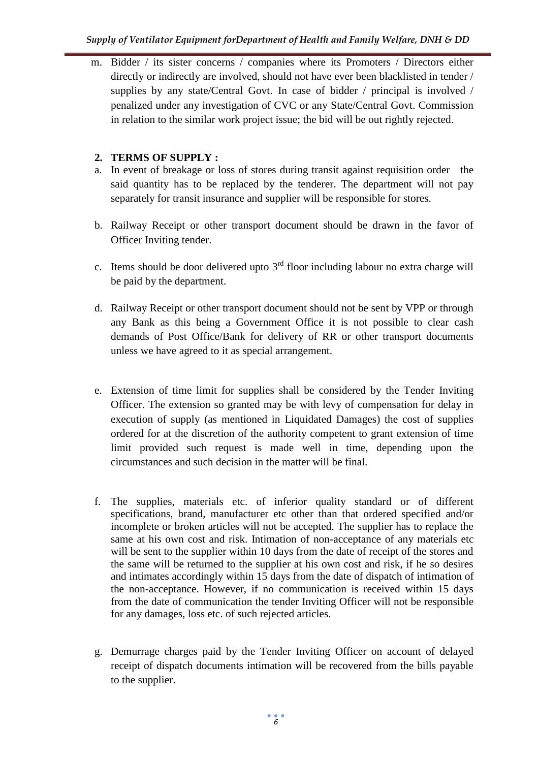m. Bidder / its sister concerns / companies where its Promoters / Directors either directly or indirectly are involved, should not have ever been blacklisted in tender / supplies by any state/Central Govt. In case of bidder / principal is involved / penalized under any investigation of CVC or any State/Central Govt. Commission in relation to the similar work project issue; the bid will be out rightly rejected.

## 2. TERMS OF SUPPLY :

a. In event of breakage or loss of stores during transit against requisition order the said quantity has to be replaced by the tenderer. The department will not pay separately for transit insurance and supplier will be responsible for stores.

b. Railway Receipt or other transport document should be drawn in the favor of Officer Inviting tender.

c. Items should be door delivered upto 3rd floor including labour no extra charge will be paid by the department.

d. Railway Receipt or other transport document should not be sent by VPP or through any Bank as this being a Government Office it is not possible to clear cash demands of Post Office/Bank for delivery of RR or other transport documents unless we have agreed to it as special arrangement.

e. Extension of time limit for supplies shall be considered by the Tender Inviting Officer. The extension so granted may be with levy of compensation for delay in execution of supply (as mentioned in Liquidated Damages) the cost of supplies ordered for at the discretion of the authority competent to grant extension of time limit provided such request is made well in time, depending upon the circumstances and such decision in the matter will be final.

f. The supplies, materials etc. of inferior quality standard or of different specifications, brand, manufacturer etc other than that ordered specified and/or incomplete or broken articles will not be accepted. The supplier has to replace the same at his own cost and risk. Intimation of non-acceptance of any materials etc will be sent to the supplier within 10 days from the date of receipt of the stores and the same will be returned to the supplier at his own cost and risk, if he so desires and intimates accordingly within 15 days from the date of dispatch of intimation of the non-acceptance. However, if no communication is received within 15 days from the date of communication the tender Inviting Officer will not be responsible for any damages, loss etc. of such rejected articles.

g. Demurrage charges paid by the Tender Inviting Officer on account of delayed receipt of dispatch documents intimation will be recovered from the bills payable to the supplier.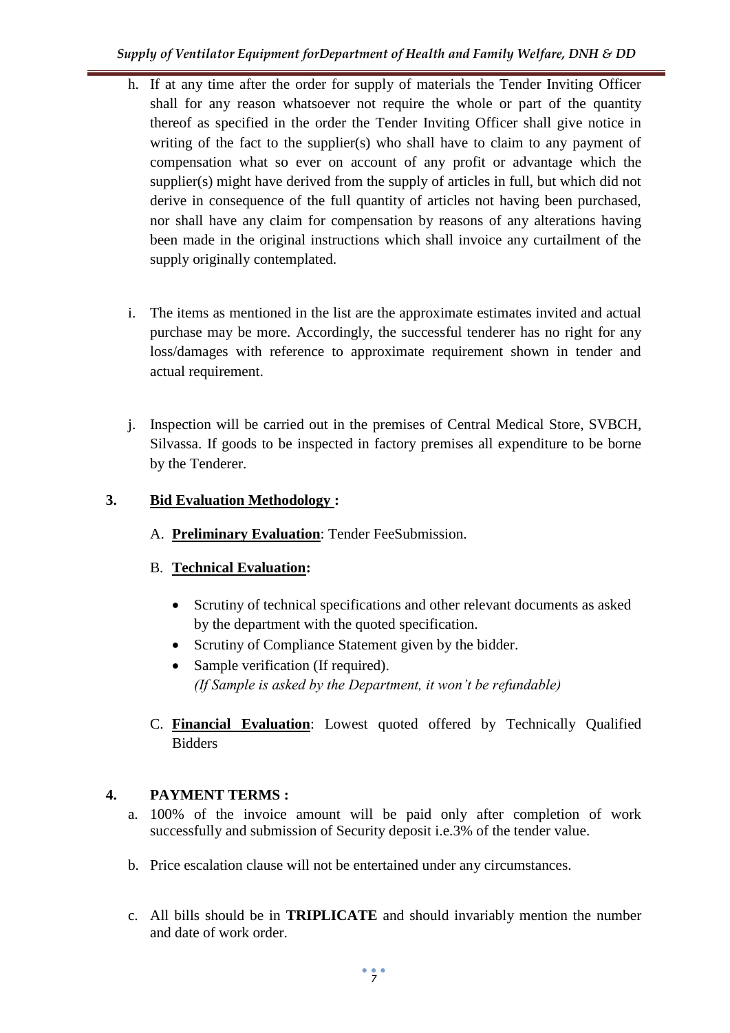h. If at any time after the order for supply of materials the Tender Inviting Officer shall for any reason whatsoever not require the whole or part of the quantity thereof as specified in the order the Tender Inviting Officer shall give notice in writing of the fact to the supplier(s) who shall have to claim to any payment of compensation what so ever on account of any profit or advantage which the supplier(s) might have derived from the supply of articles in full, but which did not derive in consequence of the full quantity of articles not having been purchased, nor shall have any claim for compensation by reasons of any alterations having been made in the original instructions which shall invoice any curtailment of the supply originally contemplated.

i. The items as mentioned in the list are the approximate estimates invited and actual purchase may be more. Accordingly, the successful tenderer has no right for any loss/damages with reference to approximate requirement shown in tender and actual requirement.

j. Inspection will be carried out in the premises of Central Medical Store, SVBCH, Silvassa. If goods to be inspected in factory premises all expenditure to be borne by the Tenderer.

**3. Bid Evaluation Methodology :**

A. **Preliminary Evaluation**: Tender FeeSubmission.

B. **Technical Evaluation:**

- Scrutiny of technical specifications and other relevant documents as asked by the department with the quoted specification.
- Scrutiny of Compliance Statement given by the bidder.
- Sample verification (If required).
  *(If Sample is asked by the Department, it won't be refundable)*

C. **Financial Evaluation**: Lowest quoted offered by Technically Qualified Bidders

**4. PAYMENT TERMS :**

a. 100% of the invoice amount will be paid only after completion of work successfully and submission of Security deposit i.e.3% of the tender value.

b. Price escalation clause will not be entertained under any circumstances.

c. All bills should be in **TRIPLICATE** and should invariably mention the number and date of work order.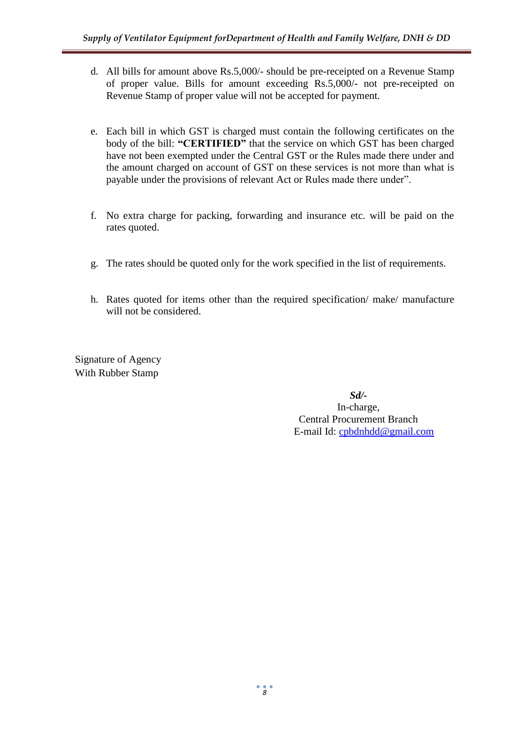d. All bills for amount above Rs.5,000/- should be pre-receipted on a Revenue Stamp of proper value. Bills for amount exceeding Rs.5,000/- not pre-receipted on Revenue Stamp of proper value will not be accepted for payment.

e. Each bill in which GST is charged must contain the following certificates on the body of the bill: **"CERTIFIED"** that the service on which GST has been charged have not been exempted under the Central GST or the Rules made there under and the amount charged on account of GST on these services is not more than what is payable under the provisions of relevant Act or Rules made there under".

f. No extra charge for packing, forwarding and insurance etc. will be paid on the rates quoted.

g. The rates should be quoted only for the work specified in the list of requirements.

h. Rates quoted for items other than the required specification/ make/ manufacture will not be considered.

Signature of Agency
With Rubber Stamp

***Sd/-***
In-charge,
Central Procurement Branch
E-mail Id: cpbdnhdd@gmail.com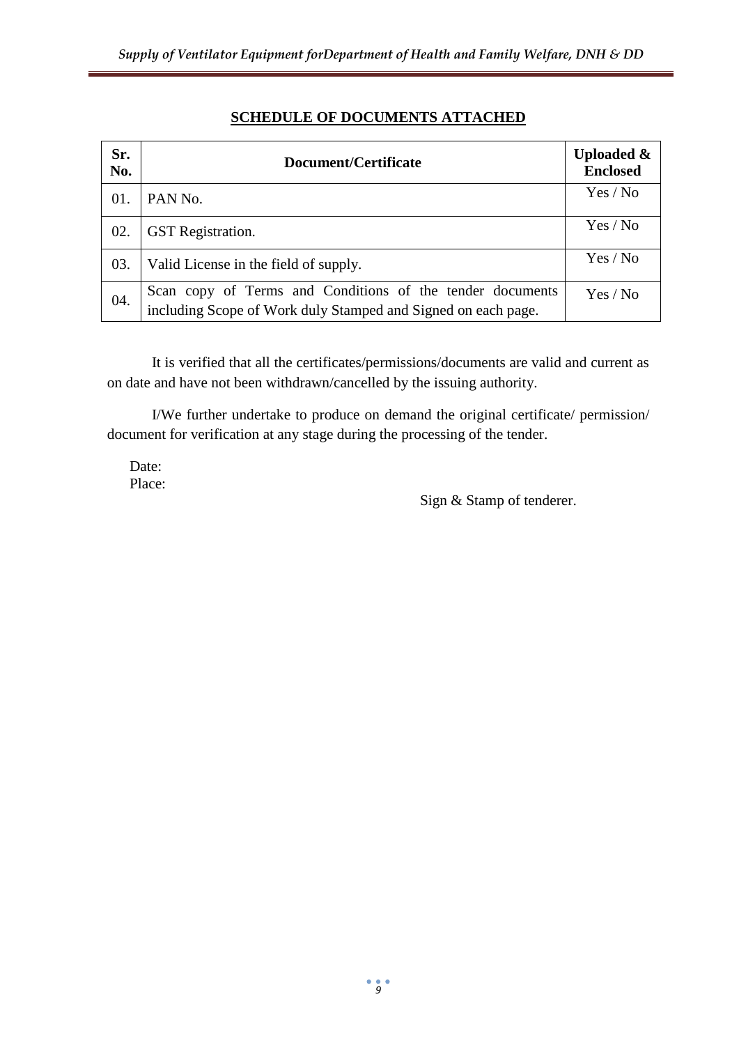## SCHEDULE OF DOCUMENTS ATTACHED

| Sr. No. | Document/Certificate | Uploaded & Enclosed |
|---|---|---|
| 01. | PAN No. | Yes / No |
| 02. | GST Registration. | Yes / No |
| 03. | Valid License in the field of supply. | Yes / No |
| 04. | Scan copy of Terms and Conditions of the tender documents including Scope of Work duly Stamped and Signed on each page. | Yes / No |

It is verified that all the certificates/permissions/documents are valid and current as on date and have not been withdrawn/cancelled by the issuing authority.

I/We further undertake to produce on demand the original certificate/ permission/ document for verification at any stage during the processing of the tender.

Date:
Place:

Sign & Stamp of tenderer.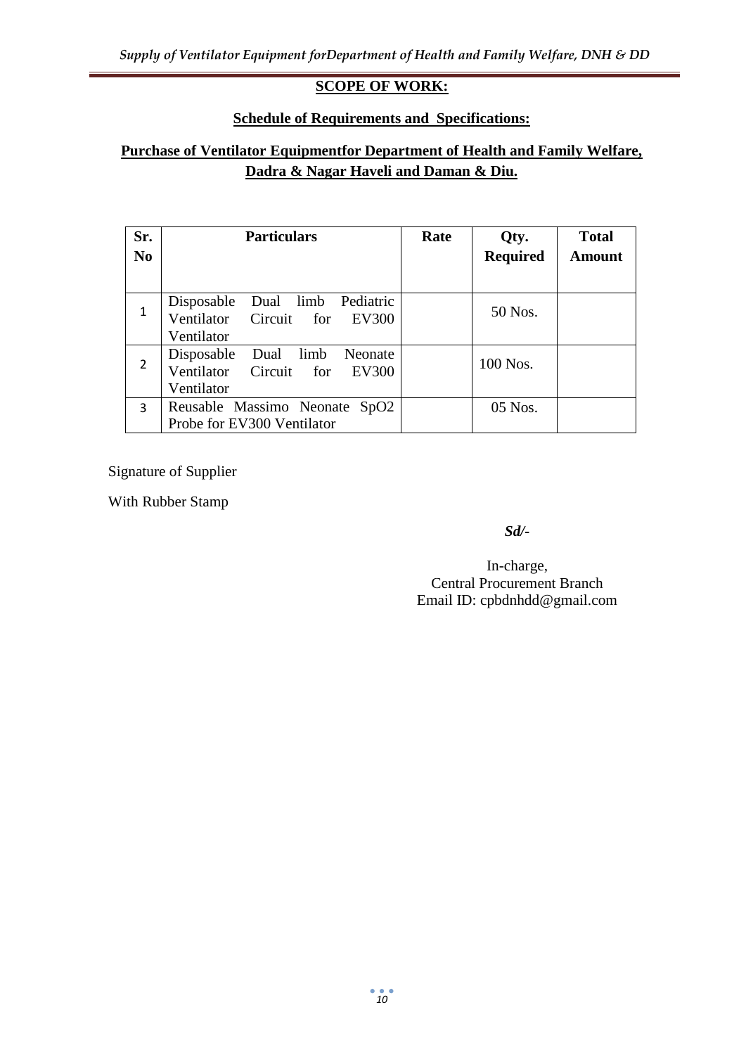## SCOPE OF WORK:

### Schedule of Requirements and Specifications:

### Purchase of Ventilator Equipmentfor Department of Health and Family Welfare, Dadra & Nagar Haveli and Daman & Diu.

| Sr. No | Particulars | Rate | Qty. Required | Total Amount |
|---|---|---|---|---|
| 1 | Disposable Dual limb Pediatric Ventilator Circuit for EV300 Ventilator | | 50 Nos. | |
| 2 | Disposable Dual limb Neonate Ventilator Circuit for EV300 Ventilator | | 100 Nos. | |
| 3 | Reusable Massimo Neonate SpO2 Probe for EV300 Ventilator | | 05 Nos. | |

Signature of Supplier

With Rubber Stamp

***Sd/-***

In-charge,
Central Procurement Branch
Email ID: cpbdnhdd@gmail.com